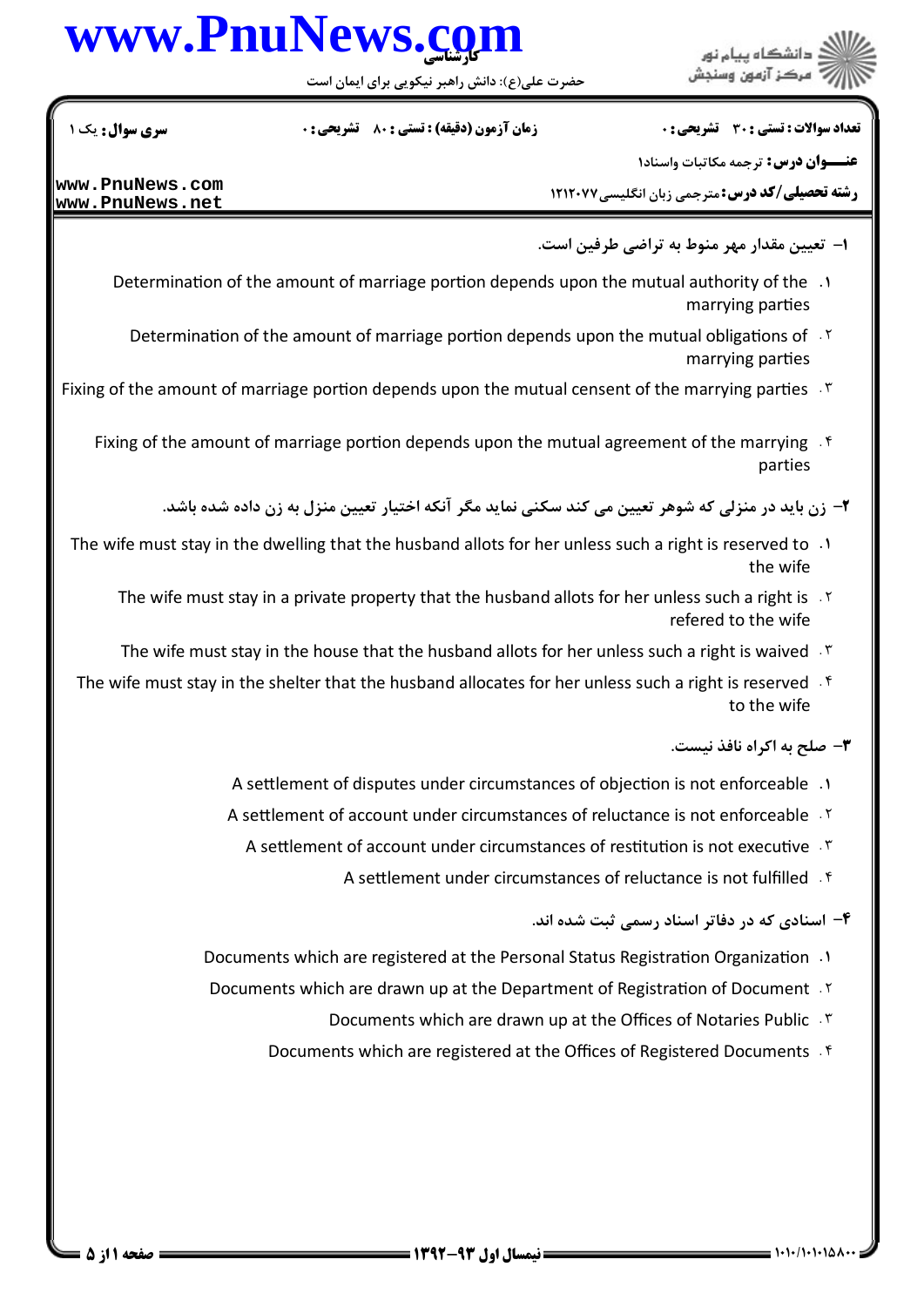**سری سوال:** یک ۱

**زمان آزمون (دقیقه) : تستی : ۸۰ تشریحی : ۰**

**تعداد سوالات : تستی : ۳۰ تشریحی : ۰**

**عنـــوان درس:** ترجمه مکاتبات واسناد۱

**رشته تحصیلی/کد درس:** مترجمی زبان انگلیسی۱۲۱۲۰۷۷

۱- تعیین مقدار مهر منوط به تراضی طرفین است.

۱. Determination of the amount of marriage portion depends upon the mutual authority of the marrying parties

۲. Determination of the amount of marriage portion depends upon the mutual obligations of marrying parties

۳. Fixing of the amount of marriage portion depends upon the mutual censent of the marrying parties

۴. Fixing of the amount of marriage portion depends upon the mutual agreement of the marrying parties

۲- زن باید در منزلی که شوهر تعیین می کند سکنی نماید مگر آنکه اختیار تعیین منزل به زن داده شده باشد.

۱. The wife must stay in the dwelling that the husband allots for her unless such a right is reserved to the wife

۲. The wife must stay in a private property that the husband allots for her unless such a right is refered to the wife

۳. The wife must stay in the house that the husband allots for her unless such a right is waived

۴. The wife must stay in the shelter that the husband allocates for her unless such a right is reserved to the wife

۳- صلح به اکراه نافذ نیست.

۱. A settlement of disputes under circumstances of objection is not enforceable

۲. A settlement of account under circumstances of reluctance is not enforceable

۳. A settlement of account under circumstances of restitution is not executive

۴. A settlement under circumstances of reluctance is not fulfilled

۴- اسنادی که در دفاتر اسناد رسمی ثبت شده اند.

۱. Documents which are registered at the Personal Status Registration Organization

۲. Documents which are drawn up at the Department of Registration of Document

۳. Documents which are drawn up at the Offices of Notaries Public

۴. Documents which are registered at the Offices of Registered Documents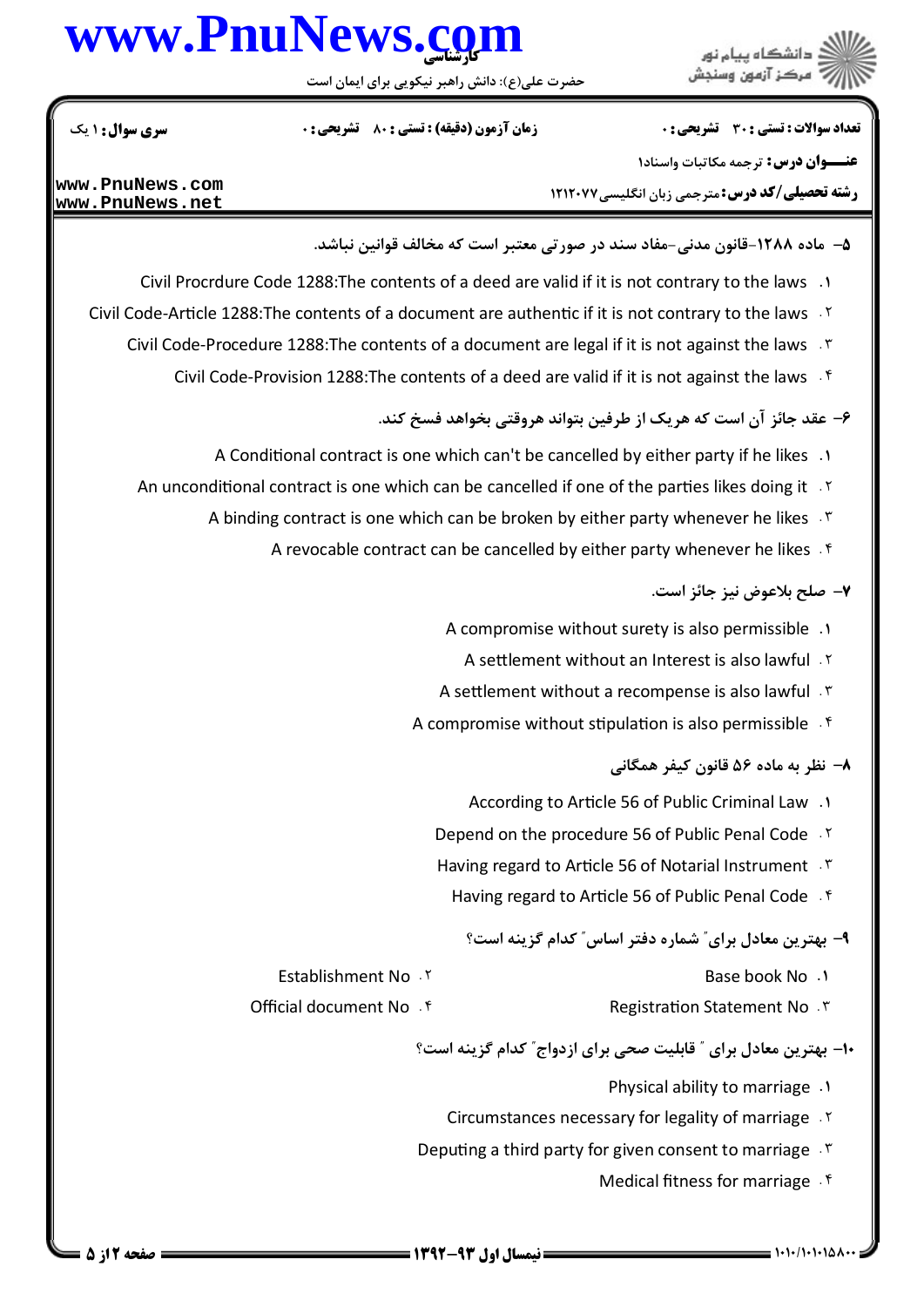**سری سوال:** ۱ یک | **زمان آزمون (دقیقه) : تستی :** ۸۰ **تشریحی :** ۰ | **تعداد سوالات : تستی :** ۳۰ **تشریحی :** ۰

**عنـــوان درس:** ترجمه مکاتبات واسناد۱

**رشته تحصیلی/کد درس:** مترجمی زبان انگلیسی ۱۲۱۲۰۷۷

۵- ماده ۱۲۸۸-قانون مدنی-مفاد سند در صورتی معتبر است که مخالف قوانین نباشد.

۱. Civil Procrdure Code 1288:The contents of a deed are valid if it is not contrary to the laws

۲. Civil Code-Article 1288:The contents of a document are authentic if it is not contrary to the laws

۳. Civil Code-Procedure 1288:The contents of a document are legal if it is not against the laws

۴. Civil Code-Provision 1288:The contents of a deed are valid if it is not against the laws

۶- عقد جائز آن است که هریک از طرفین بتواند هروقتی بخواهد فسخ کند.

۱. A Conditional contract is one which can't be cancelled by either party if he likes

۲. An unconditional contract is one which can be cancelled if one of the parties likes doing it

۳. A binding contract is one which can be broken by either party whenever he likes

۴. A revocable contract can be cancelled by either party whenever he likes

۷- صلح بلاعوض نیز جائز است.

۱. A compromise without surety is also permissible

۲. A settlement without an Interest is also lawful

۳. A settlement without a recompense is also lawful

۴. A compromise without stipulation is also permissible

۸- نظر به ماده ۵۶ قانون کیفر همگانی

۱. According to Article 56 of Public Criminal Law

۲. Depend on the procedure 56 of Public Penal Code

۳. Having regard to Article 56 of Notarial Instrument

۴. Having regard to Article 56 of Public Penal Code

۹- بهترین معادل برای" شماره دفتر اساس" کدام گزینه است؟

۱. Base book No

۲. Establishment No

۳. Registration Statement No

۴. Official document No

۱۰- بهترین معادل برای " قابلیت صحی برای ازدواج" کدام گزینه است؟

۱. Physical ability to marriage

۲. Circumstances necessary for legality of marriage

۳. Deputing a third party for given consent to marriage

۴. Medical fitness for marriage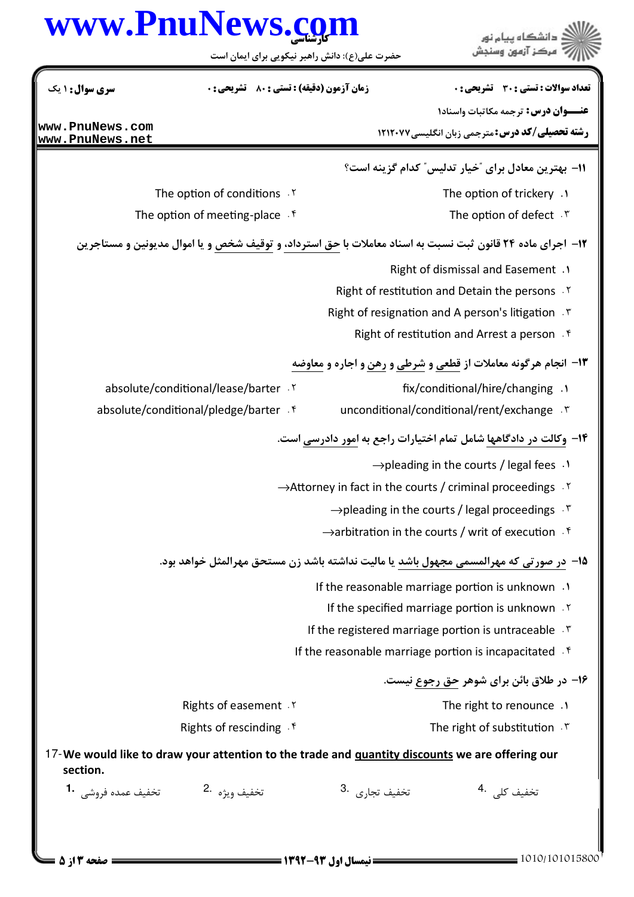۱۱- بهترین معادل برای "خیار تدلیس" کدام گزینه است؟

۱. The option of trickery
۲. The option of conditions
۳. The option of defect
۴. The option of meeting-place

۱۲- اجرای ماده ۲۴ قانون ثبت نسبت به اسناد معاملات با حق استرداد، و توقیف شخص و یا اموال مدیونین و مستاجرین

۱. Right of dismissal and Easement
۲. Right of restitution and Detain the persons
۳. Right of resignation and A person's litigation
۴. Right of restitution and Arrest a person

۱۳- انجام هرگونه معاملات از قطعی و شرطی و رهن و اجاره و معاوضه

۱. fix/conditional/hire/changing
۲. absolute/conditional/lease/barter
۳. unconditional/conditional/rent/exchange
۴. absolute/conditional/pledge/barter

۱۴- وکالت در دادگاهها شامل تمام اختیارات راجع به امور دادرسی است.

۱. →pleading in the courts / legal fees
۲. →Attorney in fact in the courts / criminal proceedings
۳. →pleading in the courts / legal proceedings
۴. →arbitration in the courts / writ of execution

۱۵- در صورتی که مهرالمسمی مجهول باشد یا مالیت نداشته باشد زن مستحق مهرالمثل خواهد بود.

۱. If the reasonable marriage portion is unknown
۲. If the specified marriage portion is unknown
۳. If the registered marriage portion is untraceable
۴. If the reasonable marriage portion is incapacitated

۱۶- در طلاق بائن برای شوهر حق رجوع نیست.

۱. The right to renounce
۲. Rights of easement
۳. The right of substitution
۴. Rights of rescinding

17- **We would like to draw your attention to the trade and quantity discounts we are offering our section.**

1. تخفیف عمده فروشی
2. تخفیف ویژه
3. تخفیف تجاری
4. تخفیف کلی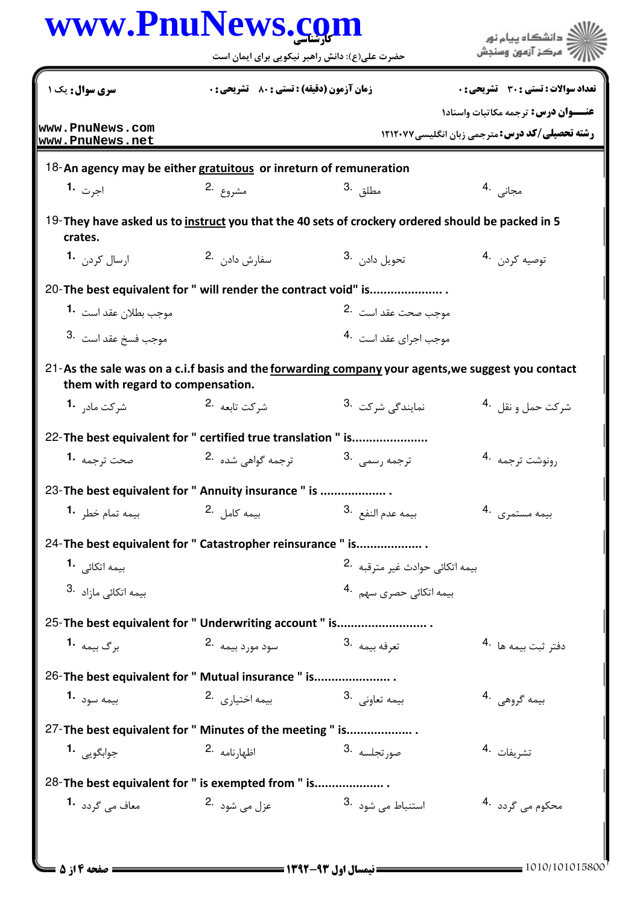**سری سوال:** یک ۱ | **زمان آزمون (دقیقه) : تستی : ۸۰ تشریحی : ۰** | **تعداد سوالات : تستی : ۳۰ تشریحی : ۰**

**عنـــوان درس:** ترجمه مکاتبات واسناد۱

**رشته تحصیلی/کد درس:** مترجمی زبان انگلیسی۱۲۱۲۰۷۷

18- An agency may be either gratuitous or inreturn of remuneration

1. اجرت
2. مشروع
3. مطلق
4. مجانی

19- They have asked us to instruct you that the 40 sets of crockery ordered should be packed in 5 crates.

1. ارسال کردن
2. سفارش دادن
3. تحویل دادن
4. توصیه کردن

20- The best equivalent for " will render the contract void" is.................... .

1. موجب بطلان عقد است
2. موجب صحت عقد است
3. موجب فسخ عقد است
4. موجب اجرای عقد است

21- As the sale was on a c.i.f basis and the forwarding company your agents,we suggest you contact them with regard to compensation.

1. شرکت مادر
2. شرکت تابعه
3. نمایندگی شرکت
4. شرکت حمل و نقل

22- The best equivalent for " certified true translation " is.....................

1. صحت ترجمه
2. ترجمه گواهی شده
3. ترجمه رسمی
4. رونوشت ترجمه

23- The best equivalent for " Annuity insurance " is .................. .

1. بیمه تمام خطر
2. بیمه کامل
3. بیمه عدم النفع
4. بیمه مستمری

24- The best equivalent for " Catastropher reinsurance " is.................. .

1. بیمه اتکائی
2. بیمه اتکائی حوادث غیر مترقبه
3. بیمه اتکائی مازاد
4. بیمه اتکائی حصری سهم

25- The best equivalent for " Underwriting account " is......................... .

1. برگ بیمه
2. سود مورد بیمه
3. تعرفه بیمه
4. دفتر ثبت بیمه ها

26- The best equivalent for " Mutual insurance " is..................... .

1. بیمه سود
2. بیمه اختیاری
3. بیمه تعاونی
4. بیمه گروهی

27- The best equivalent for " Minutes of the meeting " is.................. .

1. جوابگویی
2. اظهارنامه
3. صورتجلسه
4. تشریفات

28- The best equivalent for " is exempted from " is................... .

1. معاف می گردد
2. عزل می شود
3. استنباط می شود
4. محکوم می گردد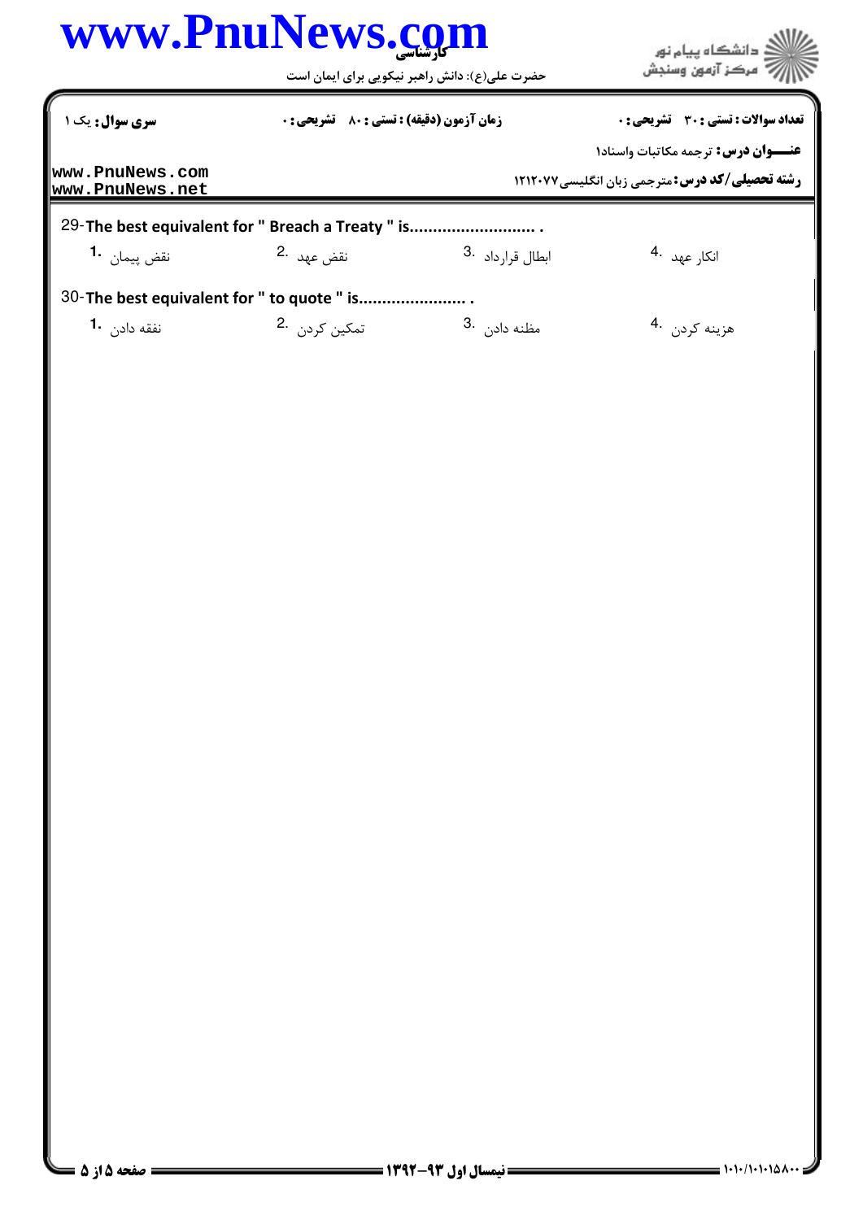29-The best equivalent for " Breach a Treaty " is.......................... .

1. نقض پیمان
2. نقض عهد
3. ابطال قرارداد
4. انکار عهد

30-The best equivalent for " to quote " is...................... .

1. نفقه دادن
2. تمکین کردن
3. مظنه دادن
4. هزینه کردن